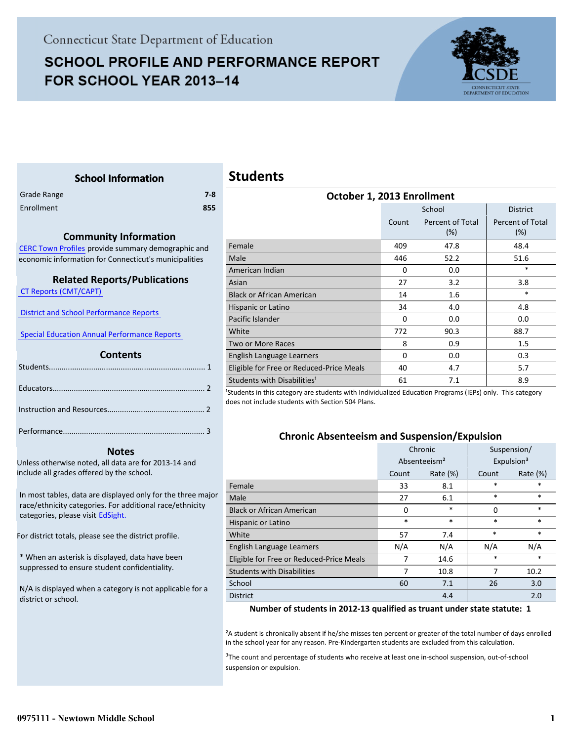Connecticut State Department of Education

# SCHOOL PROFILE AND PERFORMANCE REPORT FOR SCHOOL YEAR 2013–14

## School Information

| | |
|---|---|
| Grade Range | 7-8 |
| Enrollment | 855 |

### Community Information

CERC Town Profiles provide summary demographic and economic information for Connecticut's municipalities

### Related Reports/Publications

CT Reports (CMT/CAPT)

District and School Performance Reports

Special Education Annual Performance Reports

### Contents

Students........................................................................ 1

Educators...................................................................... 2

Instruction and Resources............................................. 2

Performance.................................................................. 3

### Notes

Unless otherwise noted, all data are for 2013-14 and include all grades offered by the school.

In most tables, data are displayed only for the three major race/ethnicity categories. For additional race/ethnicity categories, please visit EdSight.

For district totals, please see the district profile.

* When an asterisk is displayed, data have been suppressed to ensure student confidentiality.

N/A is displayed when a category is not applicable for a district or school.

## Students

### October 1, 2013 Enrollment

| | School | | District |
|---|---|---|---|
| | Count | Percent of Total (%) | Percent of Total (%) |
| Female | 409 | 47.8 | 48.4 |
| Male | 446 | 52.2 | 51.6 |
| American Indian | 0 | 0.0 | * |
| Asian | 27 | 3.2 | 3.8 |
| Black or African American | 14 | 1.6 | * |
| Hispanic or Latino | 34 | 4.0 | 4.8 |
| Pacific Islander | 0 | 0.0 | 0.0 |
| White | 772 | 90.3 | 88.7 |
| Two or More Races | 8 | 0.9 | 1.5 |
| English Language Learners | 0 | 0.0 | 0.3 |
| Eligible for Free or Reduced-Price Meals | 40 | 4.7 | 5.7 |
| Students with Disabilities[1] | 61 | 7.1 | 8.9 |

[1]Students in this category are students with Individualized Education Programs (IEPs) only. This category does not include students with Section 504 Plans.

### Chronic Absenteeism and Suspension/Expulsion

| | Chronic Absenteeism[2] | | Suspension/ Expulsion[3] | |
|---|---|---|---|---|
| | Count | Rate (%) | Count | Rate (%) |
| Female | 33 | 8.1 | * | * |
| Male | 27 | 6.1 | * | * |
| Black or African American | 0 | * | 0 | * |
| Hispanic or Latino | * | * | * | * |
| White | 57 | 7.4 | * | * |
| English Language Learners | N/A | N/A | N/A | N/A |
| Eligible for Free or Reduced-Price Meals | 7 | 14.6 | * | * |
| Students with Disabilities | 7 | 10.8 | 7 | 10.2 |
| School | 60 | 7.1 | 26 | 3.0 |
| District | | 4.4 | | 2.0 |

**Number of students in 2012-13 qualified as truant under state statute: 1**

[2]A student is chronically absent if he/she misses ten percent or greater of the total number of days enrolled in the school year for any reason. Pre-Kindergarten students are excluded from this calculation.

[3]The count and percentage of students who receive at least one in-school suspension, out-of-school suspension or expulsion.

0975111 - Newtown Middle School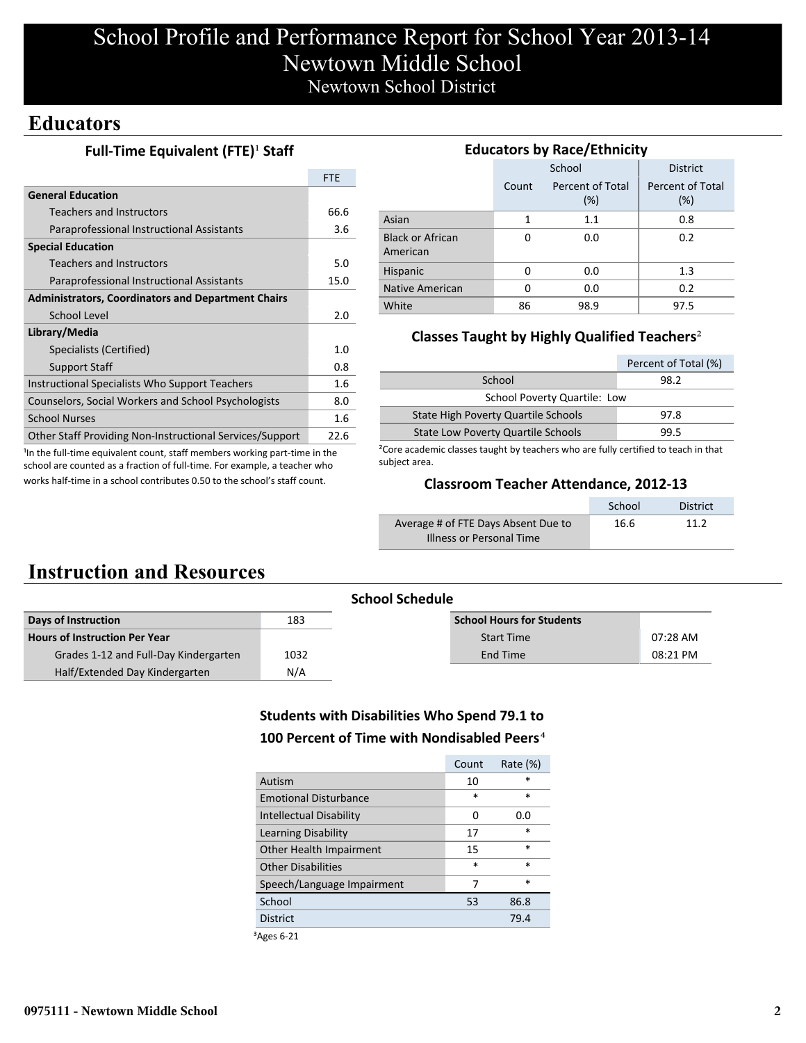# School Profile and Performance Report for School Year 2013-14
## Newtown Middle School
### Newtown School District

## Educators

### Full-Time Equivalent (FTE)[1] Staff

| | FTE |
|---|---|
| **General Education** | |
| Teachers and Instructors | 66.6 |
| Paraprofessional Instructional Assistants | 3.6 |
| **Special Education** | |
| Teachers and Instructors | 5.0 |
| Paraprofessional Instructional Assistants | 15.0 |
| **Administrators, Coordinators and Department Chairs** | |
| School Level | 2.0 |
| **Library/Media** | |
| Specialists (Certified) | 1.0 |
| Support Staff | 0.8 |
| Instructional Specialists Who Support Teachers | 1.6 |
| Counselors, Social Workers and School Psychologists | 8.0 |
| School Nurses | 1.6 |
| Other Staff Providing Non-Instructional Services/Support | 22.6 |

[1]In the full-time equivalent count, staff members working part-time in the school are counted as a fraction of full-time. For example, a teacher who works half-time in a school contributes 0.50 to the school's staff count.

### Educators by Race/Ethnicity

| | School | | District |
|---|---|---|---|
| | Count | Percent of Total (%) | Percent of Total (%) |
| Asian | 1 | 1.1 | 0.8 |
| Black or African American | 0 | 0.0 | 0.2 |
| Hispanic | 0 | 0.0 | 1.3 |
| Native American | 0 | 0.0 | 0.2 |
| White | 86 | 98.9 | 97.5 |

### Classes Taught by Highly Qualified Teachers[2]

| | Percent of Total (%) |
|---|---|
| School | 98.2 |
| School Poverty Quartile: Low | |
| State High Poverty Quartile Schools | 97.8 |
| State Low Poverty Quartile Schools | 99.5 |

[2]Core academic classes taught by teachers who are fully certified to teach in that subject area.

### Classroom Teacher Attendance, 2012-13

| | School | District |
|---|---|---|
| Average # of FTE Days Absent Due to Illness or Personal Time | 16.6 | 11.2 |

## Instruction and Resources

### School Schedule

| | |
|---|---|
| **Days of Instruction** | 183 |
| **Hours of Instruction Per Year** | |
| Grades 1-12 and Full-Day Kindergarten | 1032 |
| Half/Extended Day Kindergarten | N/A |

| **School Hours for Students** | |
|---|---|
| Start Time | 07:28 AM |
| End Time | 08:21 PM |

### Students with Disabilities Who Spend 79.1 to 100 Percent of Time with Nondisabled Peers[4]

| | Count | Rate (%) |
|---|---|---|
| Autism | 10 | * |
| Emotional Disturbance | * | * |
| Intellectual Disability | 0 | 0.0 |
| Learning Disability | 17 | * |
| Other Health Impairment | 15 | * |
| Other Disabilities | * | * |
| Speech/Language Impairment | 7 | * |
| School | 53 | 86.8 |
| District | | 79.4 |

[3]Ages 6-21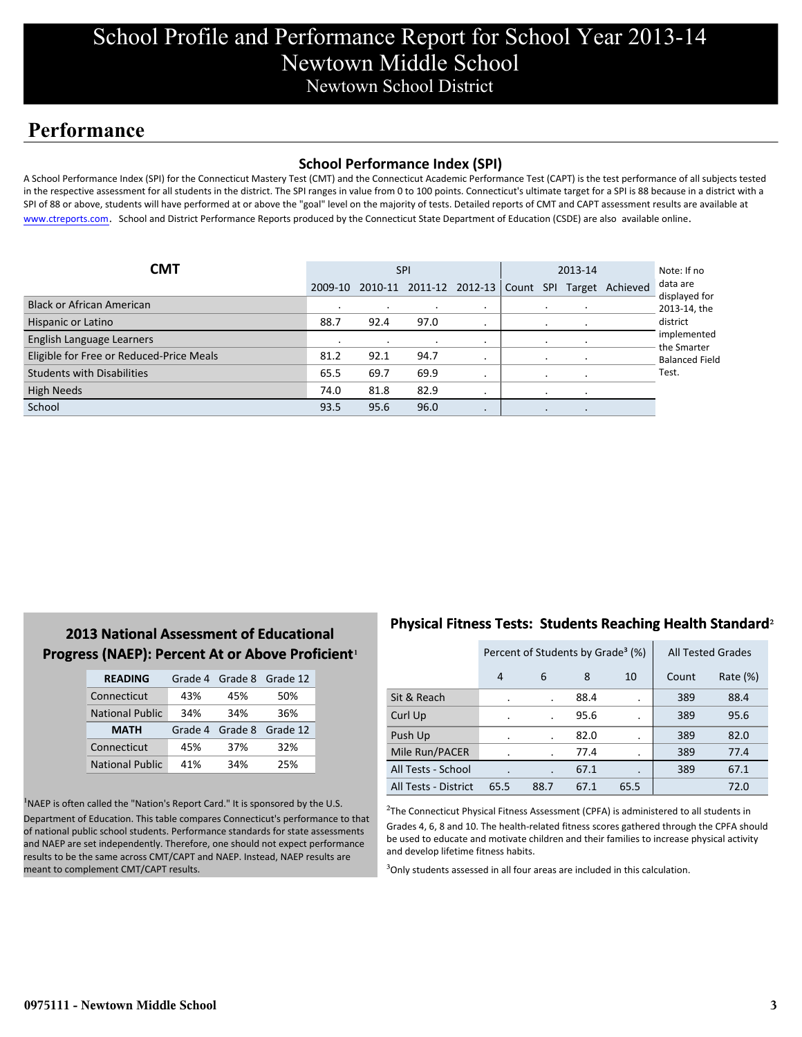# School Profile and Performance Report for School Year 2013-14
# Newtown Middle School
## Newtown School District

## Performance

### School Performance Index (SPI)

A School Performance Index (SPI) for the Connecticut Mastery Test (CMT) and the Connecticut Academic Performance Test (CAPT) is the test performance of all subjects tested in the respective assessment for all students in the district. The SPI ranges in value from 0 to 100 points. Connecticut's ultimate target for a SPI is 88 because in a district with a SPI of 88 or above, students will have performed at or above the "goal" level on the majority of tests. Detailed reports of CMT and CAPT assessment results are available at www.ctreports.com. School and District Performance Reports produced by the Connecticut State Department of Education (CSDE) are also available online.

| CMT | SPI | | | | 2013-14 | | | |
|---|---|---|---|---|---|---|---|---|
| | 2009-10 | 2010-11 | 2011-12 | 2012-13 | Count | SPI | Target | Achieved |
| Black or African American | . | . | . | . | . | . | | |
| Hispanic or Latino | 88.7 | 92.4 | 97.0 | . | . | . | | |
| English Language Learners | . | . | . | . | . | . | | |
| Eligible for Free or Reduced-Price Meals | 81.2 | 92.1 | 94.7 | . | . | . | | |
| Students with Disabilities | 65.5 | 69.7 | 69.9 | . | . | . | | |
| High Needs | 74.0 | 81.8 | 82.9 | . | . | . | | |
| School | 93.5 | 95.6 | 96.0 | . | . | . | | |

Note: If no data are displayed for 2013-14, the district implemented the Smarter Balanced Field Test.

### 2013 National Assessment of Educational Progress (NAEP): Percent At or Above Proficient[1]

| READING | Grade 4 | Grade 8 | Grade 12 |
|---|---|---|---|
| Connecticut | 43% | 45% | 50% |
| National Public | 34% | 34% | 36% |
| **MATH** | **Grade 4** | **Grade 8** | **Grade 12** |
| Connecticut | 45% | 37% | 32% |
| National Public | 41% | 34% | 25% |

[1]NAEP is often called the "Nation's Report Card." It is sponsored by the U.S. Department of Education. This table compares Connecticut's performance to that of national public school students. Performance standards for state assessments and NAEP are set independently. Therefore, one should not expect performance results to be the same across CMT/CAPT and NAEP. Instead, NAEP results are meant to complement CMT/CAPT results.

### Physical Fitness Tests: Students Reaching Health Standard[2]

| | Percent of Students by Grade[3] (%) | | | | All Tested Grades | |
|---|---|---|---|---|---|---|
| | 4 | 6 | 8 | 10 | Count | Rate (%) |
| Sit & Reach | . | . | 88.4 | . | 389 | 88.4 |
| Curl Up | . | . | 95.6 | . | 389 | 95.6 |
| Push Up | . | . | 82.0 | . | 389 | 82.0 |
| Mile Run/PACER | . | . | 77.4 | . | 389 | 77.4 |
| All Tests - School | . | . | 67.1 | . | 389 | 67.1 |
| All Tests - District | 65.5 | 88.7 | 67.1 | 65.5 | | 72.0 |

[2]The Connecticut Physical Fitness Assessment (CPFA) is administered to all students in Grades 4, 6, 8 and 10. The health-related fitness scores gathered through the CPFA should be used to educate and motivate children and their families to increase physical activity and develop lifetime fitness habits.

[3]Only students assessed in all four areas are included in this calculation.